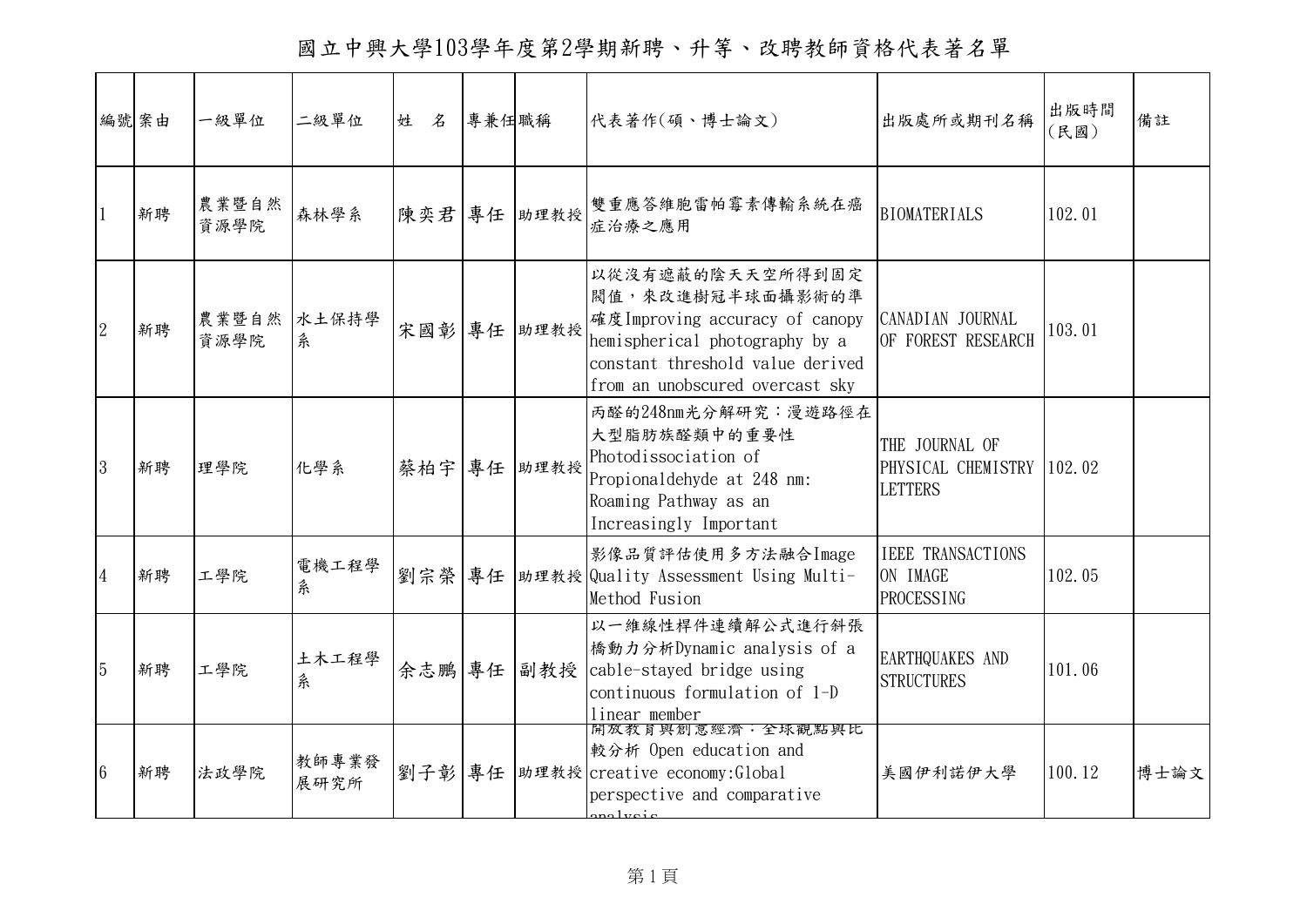# 國立中興大學103學年度第2學期新聘、升等、改聘教師資格代表著名單

| 編號 | 案由 | 一級單位 | 二級單位 | 姓　名 | 專兼任 | 職稱 | 代表著作(碩、博士論文) | 出版處所或期刊名稱 | 出版時間(民國) | 備註 |
|---|---|---|---|---|---|---|---|---|---|---|
| 1 | 新聘 | 農業暨自然資源學院 | 森林學系 | 陳奕君 | 專任 | 助理教授 | 雙重應答維胞雷帕霉素傳輸系統在癌症治療之應用 | BIOMATERIALS | 102.01 | |
| 2 | 新聘 | 農業暨自然資源學院 | 水土保持學系 | 宋國彰 | 專任 | 助理教授 | 以從沒有遮蔽的陰天天空所得到固定閥值，來改進樹冠半球面攝影術的準確度Improving accuracy of canopy hemispherical photography by a constant threshold value derived from an unobscured overcast sky | CANADIAN JOURNAL OF FOREST RESEARCH | 103.01 | |
| 3 | 新聘 | 理學院 | 化學系 | 蔡柏宇 | 專任 | 助理教授 | 丙醛的248nm光分解研究：漫遊路徑在大型脂肪族醛類中的重要性 Photodissociation of Propionaldehyde at 248 nm: Roaming Pathway as an Increasingly Important | THE JOURNAL OF PHYSICAL CHEMISTRY LETTERS | 102.02 | |
| 4 | 新聘 | 工學院 | 電機工程學系 | 劉宗榮 | 專任 | 助理教授 | 影像品質評估使用多方法融合Image Quality Assessment Using Multi-Method Fusion | IEEE TRANSACTIONS ON IMAGE PROCESSING | 102.05 | |
| 5 | 新聘 | 工學院 | 土木工程學系 | 余志鵬 | 專任 | 副教授 | 以一維線性桿件連續解公式進行斜張橋動力分析Dynamic analysis of a cable-stayed bridge using continuous formulation of 1-D linear member | EARTHQUAKES AND STRUCTURES | 101.06 | |
| 6 | 新聘 | 法政學院 | 教師專業發展研究所 | 劉子彰 | 專任 | 助理教授 | 開放教育與創意經濟：全球觀點與比較分析 Open education and creative economy:Global perspective and comparative analysis | 美國伊利諾伊大學 | 100.12 | 博士論文 |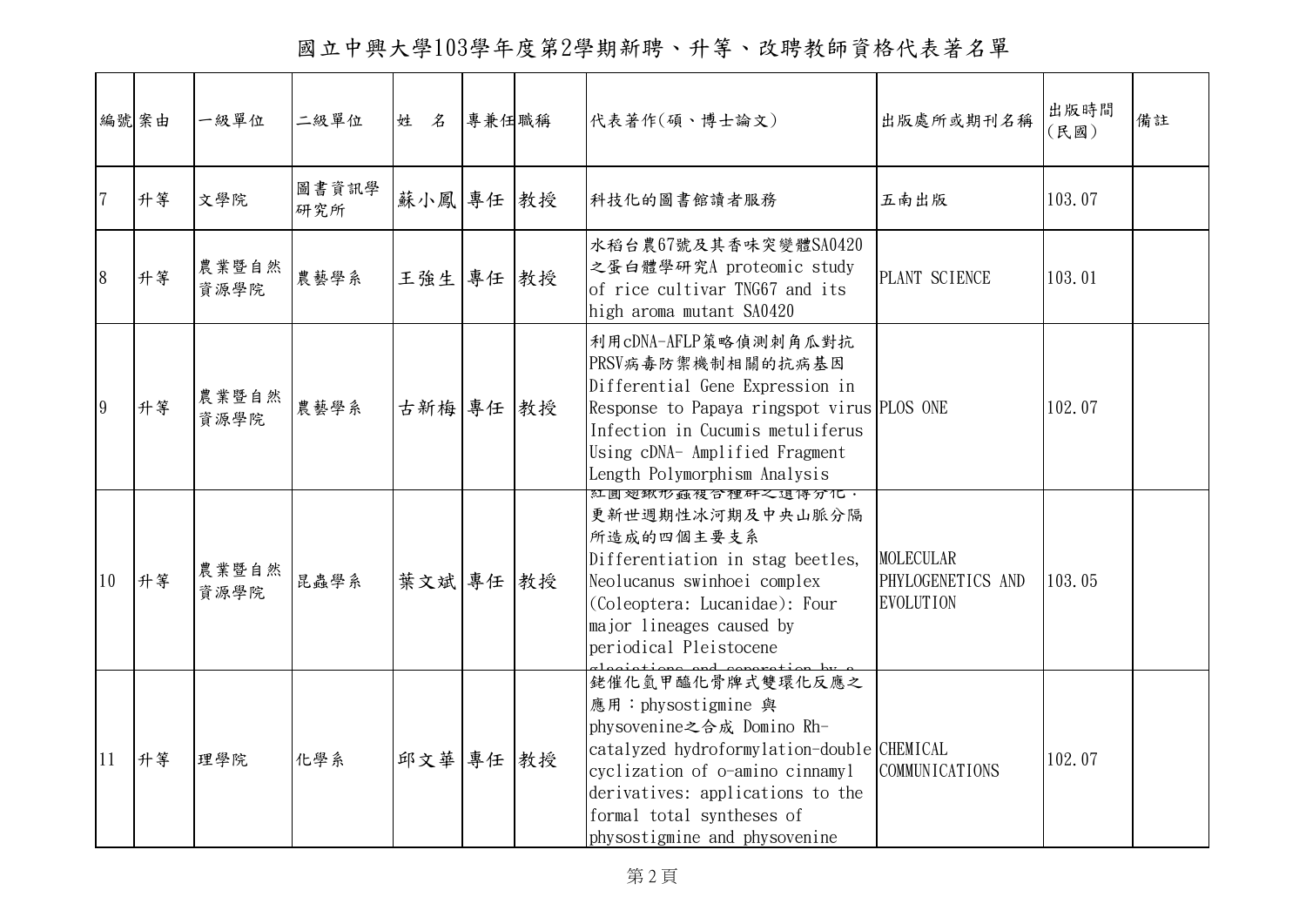# 國立中興大學103學年度第2學期新聘、升等、改聘教師資格代表著名單

| 編號 | 案由 | 一級單位 | 二級單位 | 姓　名 | 專兼任 | 職稱 | 代表著作(碩、博士論文) | 出版處所或期刊名稱 | 出版時間(民國) | 備註 |
|---|---|---|---|---|---|---|---|---|---|---|
| 7 | 升等 | 文學院 | 圖書資訊學研究所 | 蘇小鳳 | 專任 | 教授 | 科技化的圖書館讀者服務 | 五南出版 | 103.07 | |
| 8 | 升等 | 農業暨自然資源學院 | 農藝學系 | 王強生 | 專任 | 教授 | 水稻台農67號及其香味突變體SA0420之蛋白體學研究A proteomic study of rice cultivar TNG67 and its high aroma mutant SA0420 | PLANT SCIENCE | 103.01 | |
| 9 | 升等 | 農業暨自然資源學院 | 農藝學系 | 古新梅 | 專任 | 教授 | 利用cDNA-AFLP策略偵測刺角瓜對抗PRSV病毒防禦機制相關的抗病基因 Differential Gene Expression in Response to Papaya ringspot virus Infection in Cucumis metuliferus Using cDNA- Amplified Fragment Length Polymorphism Analysis | PLOS ONE | 102.07 | |
| 10 | 升等 | 農業暨自然資源學院 | 昆蟲學系 | 葉文斌 | 專任 | 教授 | 紅圓翅鍬形蟲複合種群之遺傳分化：更新世週期性冰河期及中央山脈分隔所造成的四個主要支系 Differentiation in stag beetles, Neolucanus swinhoei complex (Coleoptera: Lucanidae): Four major lineages caused by periodical Pleistocene glaciations and separation by a | MOLECULAR PHYLOGENETICS AND EVOLUTION | 103.05 | |
| 11 | 升等 | 理學院 | 化學系 | 邱文華 | 專任 | 教授 | 銠催化氫甲醯化骨牌式雙環化反應之應用：physostigmine 與 physovenine之合成 Domino Rh-catalyzed hydroformylation-double cyclization of o-amino cinnamyl derivatives: applications to the formal total syntheses of physostigmine and physovenine | CHEMICAL COMMUNICATIONS | 102.07 | |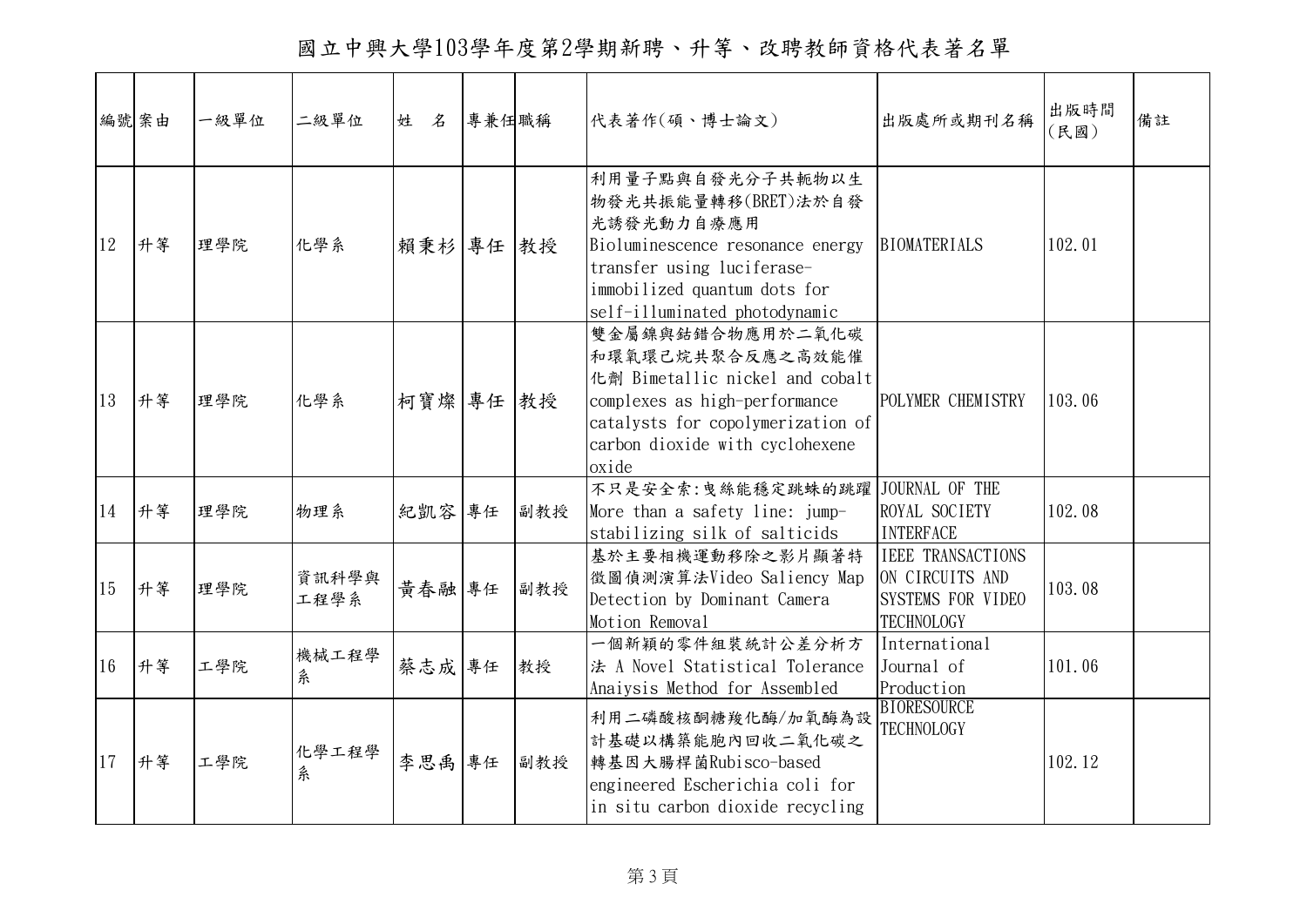# 國立中興大學103學年度第2學期新聘、升等、改聘教師資格代表著名單

| 編號 | 案由 | 一級單位 | 二級單位 | 姓　名 | 專兼任 | 職稱 | 代表著作(碩、博士論文) | 出版處所或期刊名稱 | 出版時間(民國) | 備註 |
|---|---|---|---|---|---|---|---|---|---|---|
| 12 | 升等 | 理學院 | 化學系 | 賴秉杉 | 專任 | 教授 | 利用量子點與自發光分子共軛物以生物發光共振能量轉移(BRET)法於自發光誘發光動力自療應用 Bioluminescence resonance energy transfer using luciferase-immobilized quantum dots for self-illuminated photodynamic | BIOMATERIALS | 102.01 | |
| 13 | 升等 | 理學院 | 化學系 | 柯寶燦 | 專任 | 教授 | 雙金屬鎳與鈷錯合物應用於二氧化碳和環氧環己烷共聚合反應之高效能催化劑 Bimetallic nickel and cobalt complexes as high-performance catalysts for copolymerization of carbon dioxide with cyclohexene oxide | POLYMER CHEMISTRY | 103.06 | |
| 14 | 升等 | 理學院 | 物理系 | 紀凱容 | 專任 | 副教授 | 不只是安全索:曳絲能穩定跳蛛的跳躍 More than a safety line: jump-stabilizing silk of salticids | JOURNAL OF THE ROYAL SOCIETY INTERFACE | 102.08 | |
| 15 | 升等 | 理學院 | 資訊科學與工程學系 | 黃春融 | 專任 | 副教授 | 基於主要相機運動移除之影片顯著特徵圖偵測演算法Video Saliency Map Detection by Dominant Camera Motion Removal | IEEE TRANSACTIONS ON CIRCUITS AND SYSTEMS FOR VIDEO TECHNOLOGY | 103.08 | |
| 16 | 升等 | 工學院 | 機械工程學系 | 蔡志成 | 專任 | 教授 | 一個新穎的零件組裝統計公差分析方法 A Novel Statistical Tolerance Anaiysis Method for Assembled | International Journal of Production | 101.06 | |
| 17 | 升等 | 工學院 | 化學工程學系 | 李思禹 | 專任 | 副教授 | 利用二磷酸核酮糖羧化酶/加氧酶為設計基礎以構築能胞內回收二氧化碳之轉基因大腸桿菌Rubisco-based engineered Escherichia coli for in situ carbon dioxide recycling | BIORESOURCE TECHNOLOGY | 102.12 | |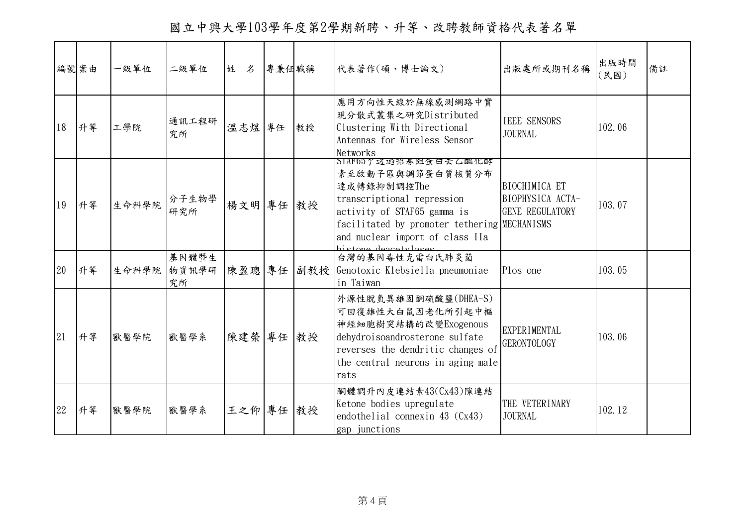# 國立中興大學103學年度第2學期新聘、升等、改聘教師資格代表著名單

| 編號 | 案由 | 一級單位 | 二級單位 | 姓 名 | 專兼任 | 職稱 | 代表著作(碩、博士論文) | 出版處所或期刊名稱 | 出版時間(民國) | 備註 |
|---|---|---|---|---|---|---|---|---|---|---|
| 18 | 升等 | 工學院 | 通訊工程研究所 | 溫志煜 | 專任 | 教授 | 應用方向性天線於無線感測網路中實現分散式叢集之研究Distributed Clustering With Directional Antennas for Wireless Sensor Networks | IEEE SENSORS JOURNAL | 102.06 | |
| 19 | 升等 | 生命科學院 | 分子生物學研究所 | 楊文明 | 專任 | 教授 | STAF65γ透過招募組蛋白去乙醯化酵素至啟動子區與調節蛋白質核質分布達成轉錄抑制調控The transcriptional repression activity of STAF65 gamma is facilitated by promoter tethering and nuclear import of class IIa histone deacetylases | BIOCHIMICA ET BIOPHYSICA ACTA-GENE REGULATORY MECHANISMS | 103.07 | |
| 20 | 升等 | 生命科學院 | 基因體暨生物資訊學研究所 | 陳盈璁 | 專任 | 副教授 | 台灣的基因毒性克雷白氏肺炎菌 Genotoxic Klebsiella pneumoniae in Taiwan | Plos one | 103.05 | |
| 21 | 升等 | 獸醫學院 | 獸醫學系 | 陳建榮 | 專任 | 教授 | 外源性脫氫異雄固酮硫酸鹽(DHEA-S)可回復雄性大白鼠因老化所引起中樞神經細胞樹突結構的改變Exogenous dehydroisoandrosterone sulfate reverses the dendritic changes of the central neurons in aging male rats | EXPERIMENTAL GERONTOLOGY | 103.06 | |
| 22 | 升等 | 獸醫學院 | 獸醫學系 | 王之仰 | 專任 | 教授 | 酮體調升內皮連結素43(Cx43)隙連結 Ketone bodies upregulate endothelial connexin 43 (Cx43) gap junctions | THE VETERINARY JOURNAL | 102.12 | |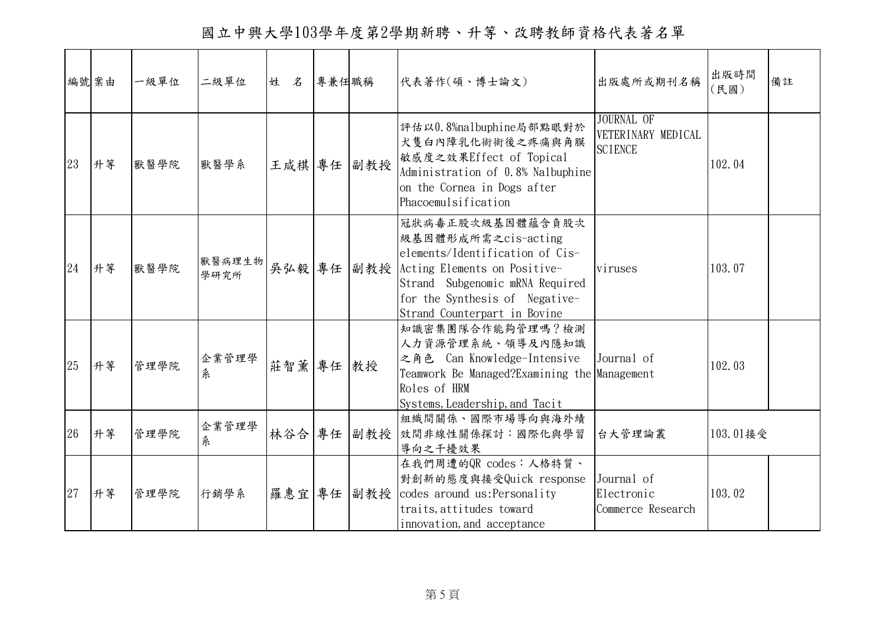# 國立中興大學103學年度第2學期新聘、升等、改聘教師資格代表著名單

| 編號 | 案由 | 一級單位 | 二級單位 | 姓　名 | 專兼任 | 職稱 | 代表著作(碩、博士論文) | 出版處所或期刊名稱 | 出版時間(民國) | 備註 |
|---|---|---|---|---|---|---|---|---|---|---|
| 23 | 升等 | 獸醫學院 | 獸醫學系 | 王咸棋 | 專任 | 副教授 | 評估以0.8%nalbuphine局部點眼對於犬隻白內障乳化術術後之疼痛與角膜敏感度之效果Effect of Topical Administration of 0.8% Nalbuphine on the Cornea in Dogs after Phacoemulsification | JOURNAL OF VETERINARY MEDICAL SCIENCE | 102.04 | |
| 24 | 升等 | 獸醫學院 | 獸醫病理生物學研究所 | 吳弘毅 | 專任 | 副教授 | 冠狀病毒正股次級基因體蘊含負股次級基因體形成所需之cis-acting elements/Identification of Cis-Acting Elements on Positive-Strand Subgenomic mRNA Required for the Synthesis of Negative-Strand Counterpart in Bovine | viruses | 103.07 | |
| 25 | 升等 | 管理學院 | 企業管理學系 | 莊智薰 | 專任 | 教授 | 知識密集團隊合作能夠管理嗎？檢測人力資源管理系統、領導及內隱知識之角色 Can Knowledge-Intensive Teamwork Be Managed?Examining the Roles of HRM Systems,Leadership,and Tacit | Journal of Management | 102.03 | |
| 26 | 升等 | 管理學院 | 企業管理學系 | 林谷合 | 專任 | 副教授 | 組織間關係、國際市場導向與海外績效間非線性關係探討：國際化與學習導向之干擾效果 | 台大管理論叢 | 103.01接受 | |
| 27 | 升等 | 管理學院 | 行銷學系 | 羅惠宜 | 專任 | 副教授 | 在我們周遭的QR codes：人格特質、對創新的態度與接受Quick response codes around us:Personality traits,attitudes toward innovation,and acceptance | Journal of Electronic Commerce Research | 103.02 | |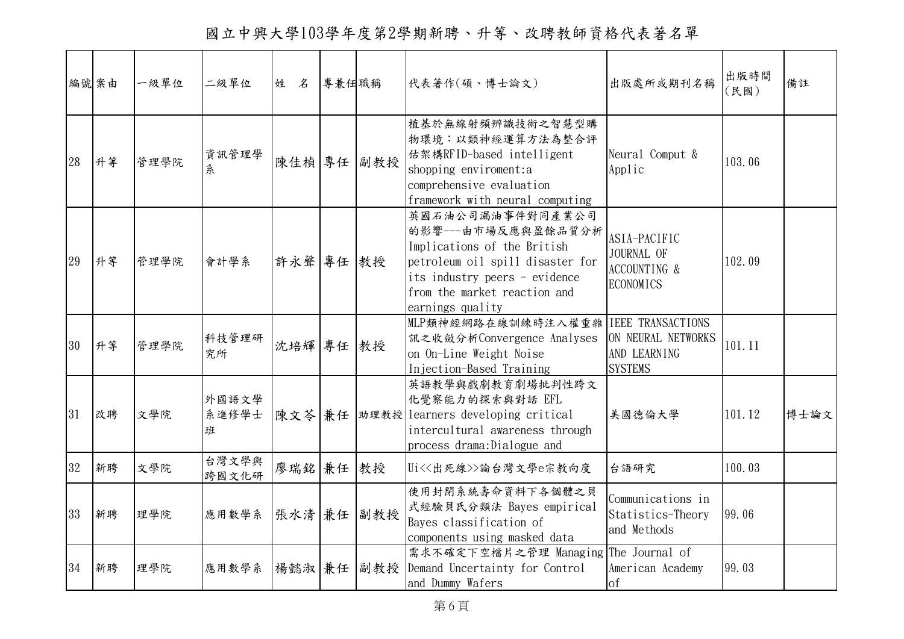# 國立中興大學103學年度第2學期新聘、升等、改聘教師資格代表著名單

| 編號 | 案由 | 一級單位 | 二級單位 | 姓　名 | 專兼任 | 職稱 | 代表著作(碩、博士論文) | 出版處所或期刊名稱 | 出版時間(民國) | 備註 |
|---|---|---|---|---|---|---|---|---|---|---|
| 28 | 升等 | 管理學院 | 資訊管理學系 | 陳佳楨 | 專任 | 副教授 | 植基於無線射頻辨識技術之智慧型購物環境：以類神經運算方法為整合評估架構RFID-based intelligent shopping enviroment:a comprehensive evaluation framework with neural computing | Neural Comput & Applic | 103.06 | |
| 29 | 升等 | 管理學院 | 會計學系 | 許永聲 | 專任 | 教授 | 英國石油公司漏油事件對同產業公司的影響---由市場反應與盈餘品質分析 Implications of the British petroleum oil spill disaster for its industry peers - evidence from the market reaction and earnings quality | ASIA-PACIFIC JOURNAL OF ACCOUNTING & ECONOMICS | 102.09 | |
| 30 | 升等 | 管理學院 | 科技管理研究所 | 沈培輝 | 專任 | 教授 | MLP類神經網路在線訓練時注入權重雜訊之收斂分析Convergence Analyses on On-Line Weight Noise Injection-Based Training | IEEE TRANSACTIONS ON NEURAL NETWORKS AND LEARNING SYSTEMS | 101.11 | |
| 31 | 改聘 | 文學院 | 外國語文學系進修學士班 | 陳文苓 | 兼任 | 助理教授 | 英語教學與戲劇教育劇場批判性跨文化覺察能力的探索與對話 EFL learners developing critical intercultural awareness through process drama:Dialogue and | 美國德倫大學 | 101.12 | 博士論文 |
| 32 | 新聘 | 文學院 | 台灣文學與跨國文化研 | 廖瑞銘 | 兼任 | 教授 | Ui<<出死線>>論台灣文學e宗教向度 | 台語研究 | 100.03 | |
| 33 | 新聘 | 理學院 | 應用數學系 | 張水清 | 兼任 | 副教授 | 使用封閉系統壽命資料下各個體之貝式經驗貝氏分類法 Bayes empirical Bayes classification of components using masked data | Communications in Statistics-Theory and Methods | 99.06 | |
| 34 | 新聘 | 理學院 | 應用數學系 | 楊懿淑 | 兼任 | 副教授 | 需求不確定下空檔片之管理 Managing Demand Uncertainty for Control and Dummy Wafers | The Journal of American Academy of | 99.03 | |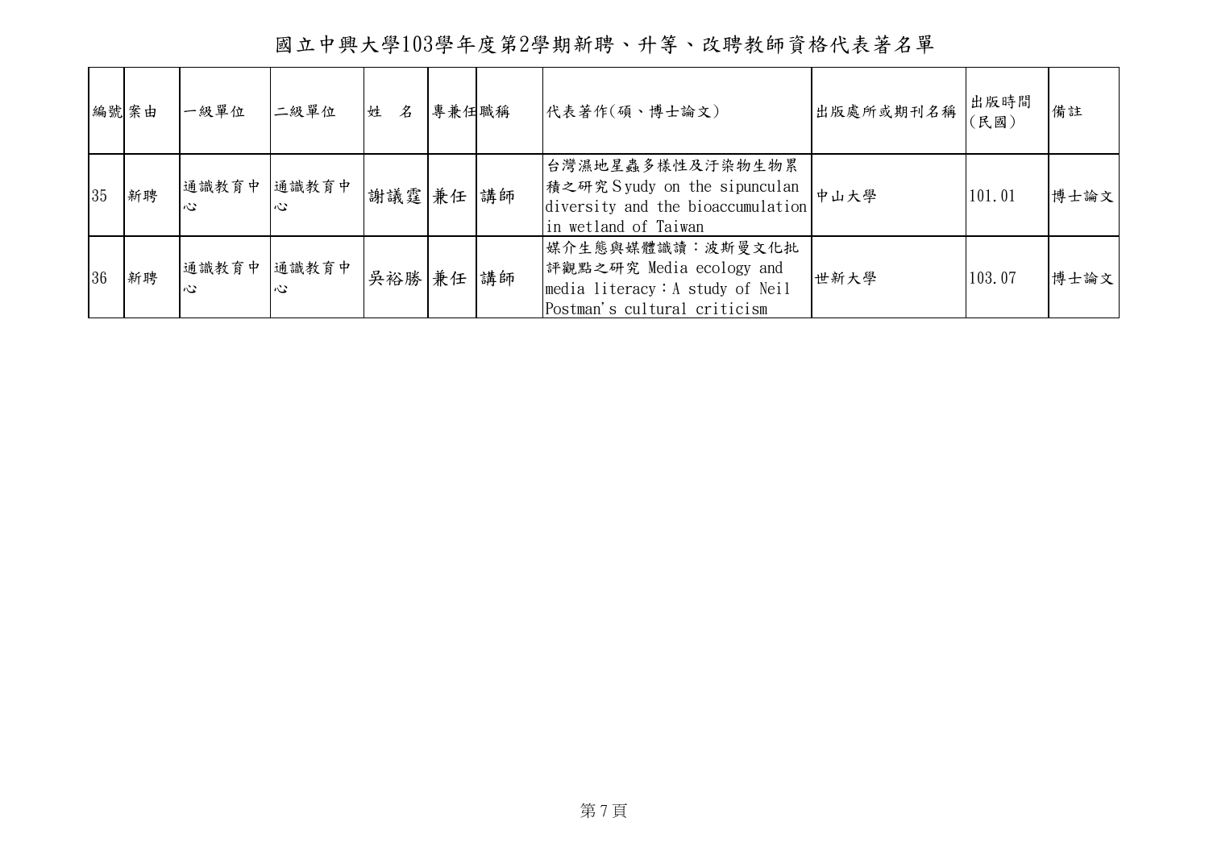# 國立中興大學103學年度第2學期新聘、升等、改聘教師資格代表著名單

| 編號 | 案由 | 一級單位 | 二級單位 | 姓　名 | 專兼任 | 職稱 | 代表著作(碩、博士論文) | 出版處所或期刊名稱 | 出版時間(民國) | 備註 |
|---|---|---|---|---|---|---|---|---|---|---|
| 35 | 新聘 | 通識教育中心 | 通識教育中心 | 謝議霆 | 兼任 | 講師 | 台灣濕地星蟲多樣性及汙染物生物累積之研究 Syudy on the sipunculan diversity and the bioaccumulation in wetland of Taiwan | 中山大學 | 101.01 | 博士論文 |
| 36 | 新聘 | 通識教育中心 | 通識教育中心 | 吳裕勝 | 兼任 | 講師 | 媒介生態與媒體識讀：波斯曼文化批評觀點之研究 Media ecology and media literacy：A study of Neil Postman's cultural criticism | 世新大學 | 103.07 | 博士論文 |